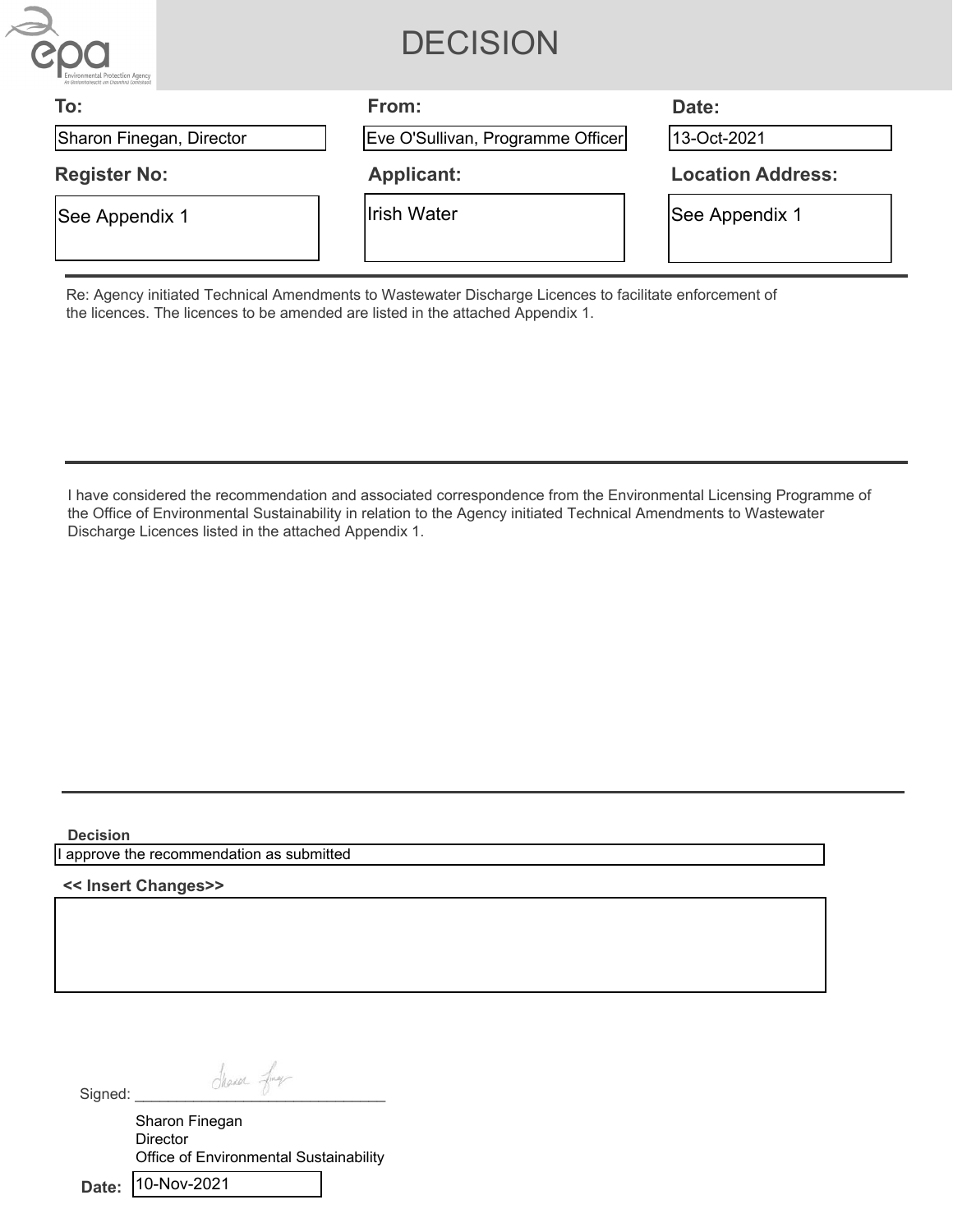# DECISION

| To: | From: | Date: |
|---|---|---|
| Sharon Finegan, Director | Eve O'Sullivan, Programme Officer | 13-Oct-2021 |
| **Register No:** | **Applicant:** | **Location Address:** |
| See Appendix 1 | Irish Water | See Appendix 1 |

Re: Agency initiated Technical Amendments to Wastewater Discharge Licences to facilitate enforcement of the licences. The licences to be amended are listed in the attached Appendix 1.

---

I have considered the recommendation and associated correspondence from the Environmental Licensing Programme of the Office of Environmental Sustainability in relation to the Agency initiated Technical Amendments to Wastewater Discharge Licences listed in the attached Appendix 1.

---

**Decision**

I approve the recommendation as submitted

**<< Insert Changes>>**

Signed: _______________________________

Sharon Finegan
Director
Office of Environmental Sustainability

**Date:** 10-Nov-2021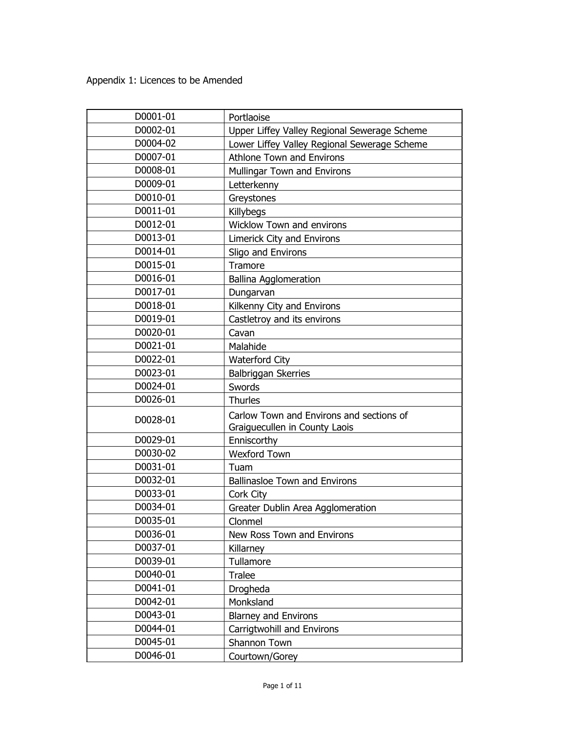Appendix 1: Licences to be Amended

| | |
|---|---|
| D0001-01 | Portlaoise |
| D0002-01 | Upper Liffey Valley Regional Sewerage Scheme |
| D0004-02 | Lower Liffey Valley Regional Sewerage Scheme |
| D0007-01 | Athlone Town and Environs |
| D0008-01 | Mullingar Town and Environs |
| D0009-01 | Letterkenny |
| D0010-01 | Greystones |
| D0011-01 | Killybegs |
| D0012-01 | Wicklow Town and environs |
| D0013-01 | Limerick City and Environs |
| D0014-01 | Sligo and Environs |
| D0015-01 | Tramore |
| D0016-01 | Ballina Agglomeration |
| D0017-01 | Dungarvan |
| D0018-01 | Kilkenny City and Environs |
| D0019-01 | Castletroy and its environs |
| D0020-01 | Cavan |
| D0021-01 | Malahide |
| D0022-01 | Waterford City |
| D0023-01 | Balbriggan Skerries |
| D0024-01 | Swords |
| D0026-01 | Thurles |
| D0028-01 | Carlow Town and Environs and sections of Graiguecullen in County Laois |
| D0029-01 | Enniscorthy |
| D0030-02 | Wexford Town |
| D0031-01 | Tuam |
| D0032-01 | Ballinasloe Town and Environs |
| D0033-01 | Cork City |
| D0034-01 | Greater Dublin Area Agglomeration |
| D0035-01 | Clonmel |
| D0036-01 | New Ross Town and Environs |
| D0037-01 | Killarney |
| D0039-01 | Tullamore |
| D0040-01 | Tralee |
| D0041-01 | Drogheda |
| D0042-01 | Monksland |
| D0043-01 | Blarney and Environs |
| D0044-01 | Carrigtwohill and Environs |
| D0045-01 | Shannon Town |
| D0046-01 | Courtown/Gorey |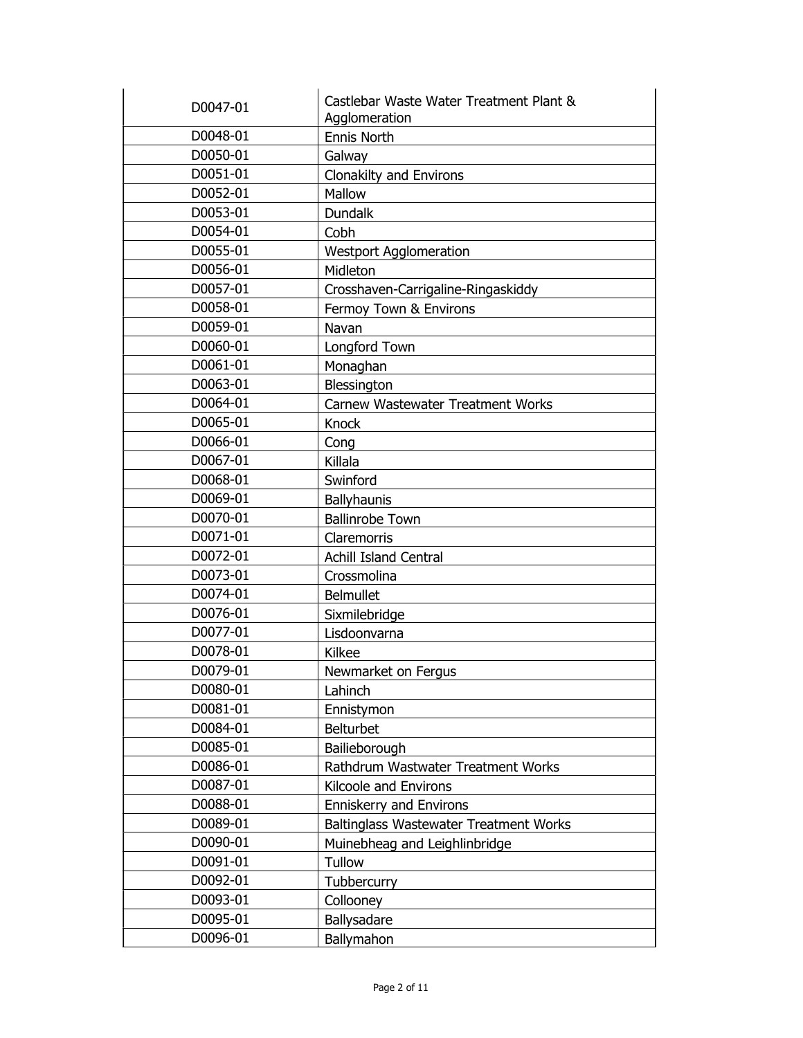| D0047-01 | Castlebar Waste Water Treatment Plant & Agglomeration |
|---|---|
| D0048-01 | Ennis North |
| D0050-01 | Galway |
| D0051-01 | Clonakilty and Environs |
| D0052-01 | Mallow |
| D0053-01 | Dundalk |
| D0054-01 | Cobh |
| D0055-01 | Westport Agglomeration |
| D0056-01 | Midleton |
| D0057-01 | Crosshaven-Carrigaline-Ringaskiddy |
| D0058-01 | Fermoy Town & Environs |
| D0059-01 | Navan |
| D0060-01 | Longford Town |
| D0061-01 | Monaghan |
| D0063-01 | Blessington |
| D0064-01 | Carnew Wastewater Treatment Works |
| D0065-01 | Knock |
| D0066-01 | Cong |
| D0067-01 | Killala |
| D0068-01 | Swinford |
| D0069-01 | Ballyhaunis |
| D0070-01 | Ballinrobe Town |
| D0071-01 | Claremorris |
| D0072-01 | Achill Island Central |
| D0073-01 | Crossmolina |
| D0074-01 | Belmullet |
| D0076-01 | Sixmilebridge |
| D0077-01 | Lisdoonvarna |
| D0078-01 | Kilkee |
| D0079-01 | Newmarket on Fergus |
| D0080-01 | Lahinch |
| D0081-01 | Ennistymon |
| D0084-01 | Belturbet |
| D0085-01 | Bailieborough |
| D0086-01 | Rathdrum Wastwater Treatment Works |
| D0087-01 | Kilcoole and Environs |
| D0088-01 | Enniskerry and Environs |
| D0089-01 | Baltinglass Wastewater Treatment Works |
| D0090-01 | Muinebheag and Leighlinbridge |
| D0091-01 | Tullow |
| D0092-01 | Tubbercurry |
| D0093-01 | Collooney |
| D0095-01 | Ballysadare |
| D0096-01 | Ballymahon |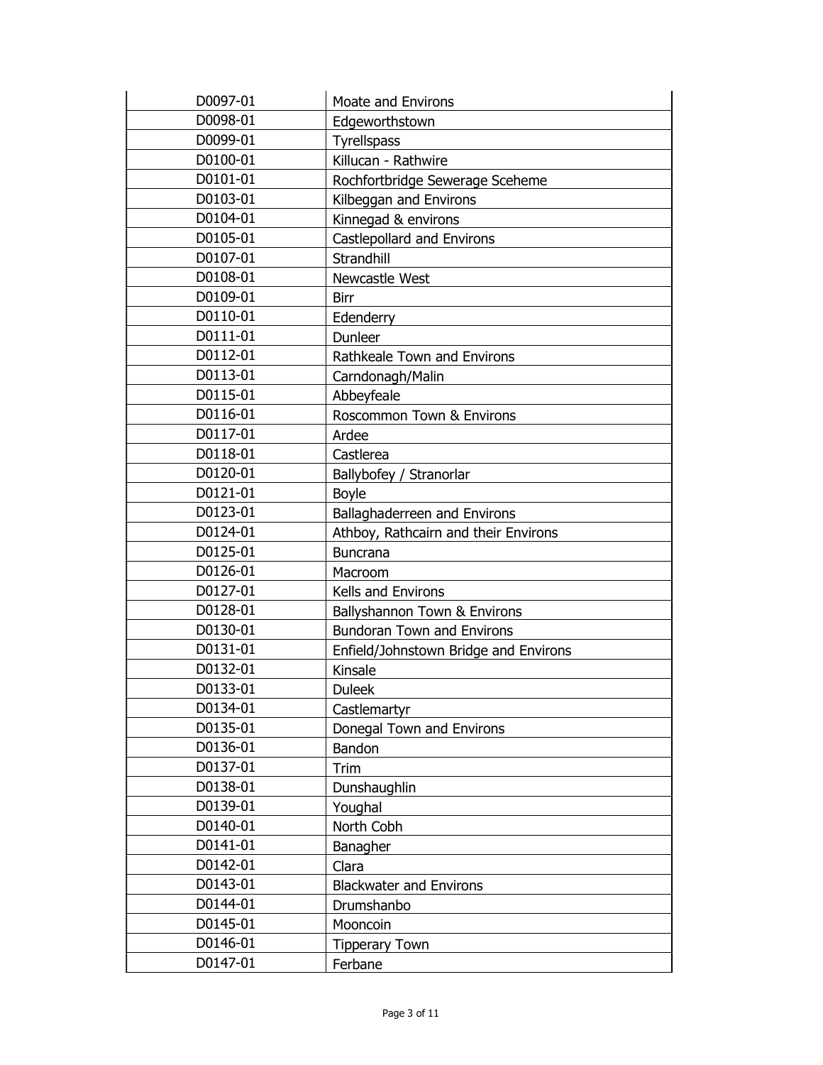| D0097-01 | Moate and Environs |
|---|---|
| D0098-01 | Edgeworthstown |
| D0099-01 | Tyrellspass |
| D0100-01 | Killucan - Rathwire |
| D0101-01 | Rochfortbridge Sewerage Sceheme |
| D0103-01 | Kilbeggan and Environs |
| D0104-01 | Kinnegad & environs |
| D0105-01 | Castlepollard and Environs |
| D0107-01 | Strandhill |
| D0108-01 | Newcastle West |
| D0109-01 | Birr |
| D0110-01 | Edenderry |
| D0111-01 | Dunleer |
| D0112-01 | Rathkeale Town and Environs |
| D0113-01 | Carndonagh/Malin |
| D0115-01 | Abbeyfeale |
| D0116-01 | Roscommon Town & Environs |
| D0117-01 | Ardee |
| D0118-01 | Castlerea |
| D0120-01 | Ballybofey / Stranorlar |
| D0121-01 | Boyle |
| D0123-01 | Ballaghaderreen and Environs |
| D0124-01 | Athboy, Rathcairn and their Environs |
| D0125-01 | Buncrana |
| D0126-01 | Macroom |
| D0127-01 | Kells and Environs |
| D0128-01 | Ballyshannon Town & Environs |
| D0130-01 | Bundoran Town and Environs |
| D0131-01 | Enfield/Johnstown Bridge and Environs |
| D0132-01 | Kinsale |
| D0133-01 | Duleek |
| D0134-01 | Castlemartyr |
| D0135-01 | Donegal Town and Environs |
| D0136-01 | Bandon |
| D0137-01 | Trim |
| D0138-01 | Dunshaughlin |
| D0139-01 | Youghal |
| D0140-01 | North Cobh |
| D0141-01 | Banagher |
| D0142-01 | Clara |
| D0143-01 | Blackwater and Environs |
| D0144-01 | Drumshanbo |
| D0145-01 | Mooncoin |
| D0146-01 | Tipperary Town |
| D0147-01 | Ferbane |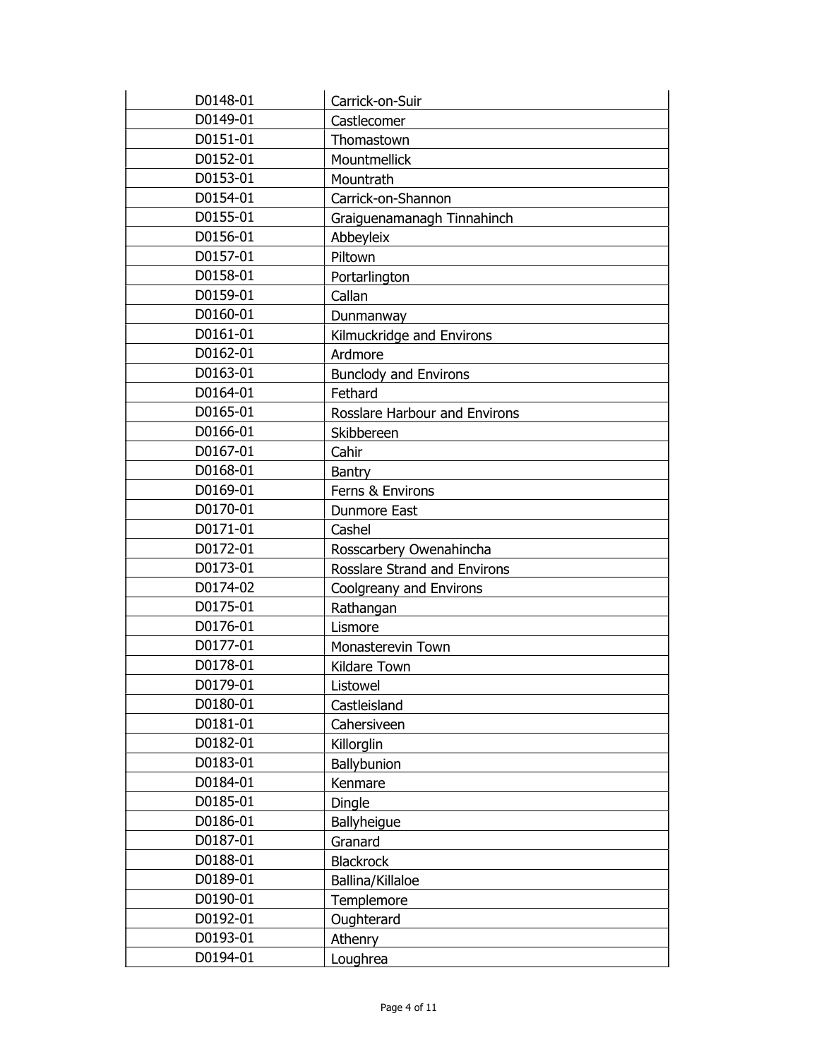| | |
|---|---|
| D0148-01 | Carrick-on-Suir |
| D0149-01 | Castlecomer |
| D0151-01 | Thomastown |
| D0152-01 | Mountmellick |
| D0153-01 | Mountrath |
| D0154-01 | Carrick-on-Shannon |
| D0155-01 | Graiguenamanagh Tinnahinch |
| D0156-01 | Abbeyleix |
| D0157-01 | Piltown |
| D0158-01 | Portarlington |
| D0159-01 | Callan |
| D0160-01 | Dunmanway |
| D0161-01 | Kilmuckridge and Environs |
| D0162-01 | Ardmore |
| D0163-01 | Bunclody and Environs |
| D0164-01 | Fethard |
| D0165-01 | Rosslare Harbour and Environs |
| D0166-01 | Skibbereen |
| D0167-01 | Cahir |
| D0168-01 | Bantry |
| D0169-01 | Ferns & Environs |
| D0170-01 | Dunmore East |
| D0171-01 | Cashel |
| D0172-01 | Rosscarbery Owenahincha |
| D0173-01 | Rosslare Strand and Environs |
| D0174-02 | Coolgreany and Environs |
| D0175-01 | Rathangan |
| D0176-01 | Lismore |
| D0177-01 | Monasterevin Town |
| D0178-01 | Kildare Town |
| D0179-01 | Listowel |
| D0180-01 | Castleisland |
| D0181-01 | Cahersiveen |
| D0182-01 | Killorglin |
| D0183-01 | Ballybunion |
| D0184-01 | Kenmare |
| D0185-01 | Dingle |
| D0186-01 | Ballyheigue |
| D0187-01 | Granard |
| D0188-01 | Blackrock |
| D0189-01 | Ballina/Killaloe |
| D0190-01 | Templemore |
| D0192-01 | Oughterard |
| D0193-01 | Athenry |
| D0194-01 | Loughrea |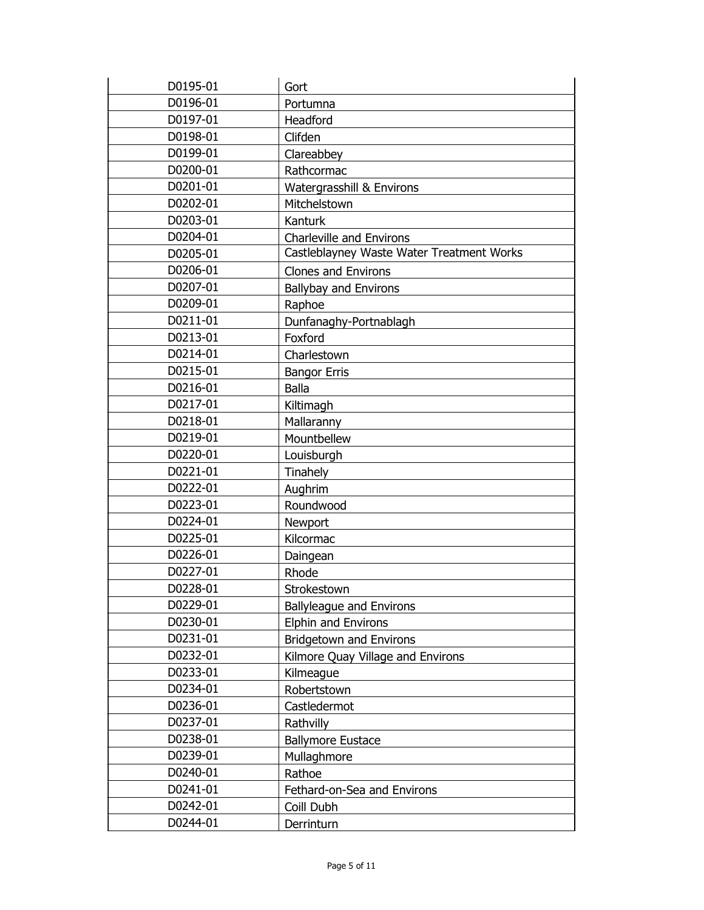| | |
|---|---|
| D0195-01 | Gort |
| D0196-01 | Portumna |
| D0197-01 | Headford |
| D0198-01 | Clifden |
| D0199-01 | Clareabbey |
| D0200-01 | Rathcormac |
| D0201-01 | Watergrasshill & Environs |
| D0202-01 | Mitchelstown |
| D0203-01 | Kanturk |
| D0204-01 | Charleville and Environs |
| D0205-01 | Castleblayney Waste Water Treatment Works |
| D0206-01 | Clones and Environs |
| D0207-01 | Ballybay and Environs |
| D0209-01 | Raphoe |
| D0211-01 | Dunfanaghy-Portnablagh |
| D0213-01 | Foxford |
| D0214-01 | Charlestown |
| D0215-01 | Bangor Erris |
| D0216-01 | Balla |
| D0217-01 | Kiltimagh |
| D0218-01 | Mallaranny |
| D0219-01 | Mountbellew |
| D0220-01 | Louisburgh |
| D0221-01 | Tinahely |
| D0222-01 | Aughrim |
| D0223-01 | Roundwood |
| D0224-01 | Newport |
| D0225-01 | Kilcormac |
| D0226-01 | Daingean |
| D0227-01 | Rhode |
| D0228-01 | Strokestown |
| D0229-01 | Ballyleague and Environs |
| D0230-01 | Elphin and Environs |
| D0231-01 | Bridgetown and Environs |
| D0232-01 | Kilmore Quay Village and Environs |
| D0233-01 | Kilmeague |
| D0234-01 | Robertstown |
| D0236-01 | Castledermot |
| D0237-01 | Rathvilly |
| D0238-01 | Ballymore Eustace |
| D0239-01 | Mullaghmore |
| D0240-01 | Rathoe |
| D0241-01 | Fethard-on-Sea and Environs |
| D0242-01 | Coill Dubh |
| D0244-01 | Derrinturn |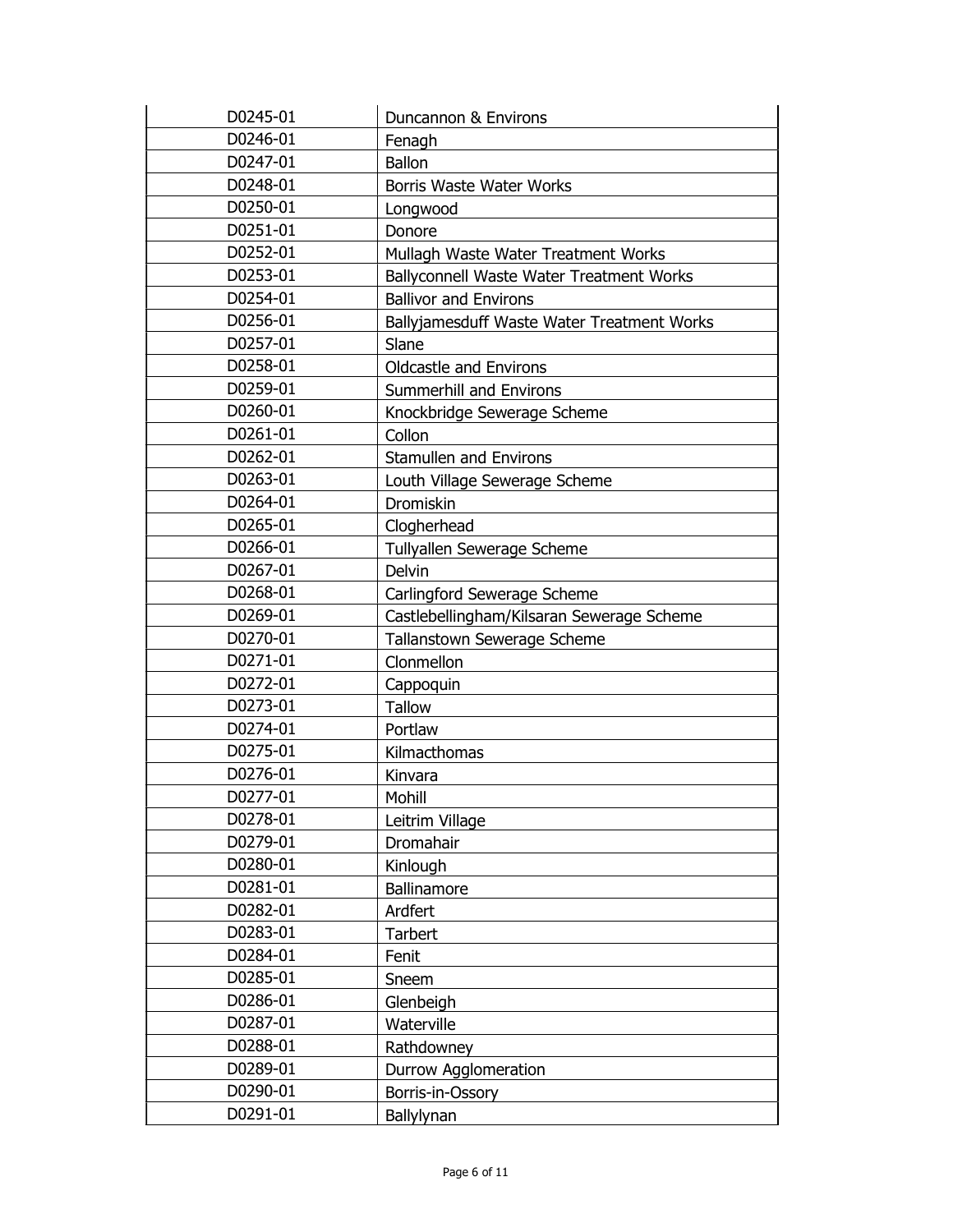| | |
|---|---|
| D0245-01 | Duncannon & Environs |
| D0246-01 | Fenagh |
| D0247-01 | Ballon |
| D0248-01 | Borris Waste Water Works |
| D0250-01 | Longwood |
| D0251-01 | Donore |
| D0252-01 | Mullagh Waste Water Treatment Works |
| D0253-01 | Ballyconnell Waste Water Treatment Works |
| D0254-01 | Ballivor and Environs |
| D0256-01 | Ballyjamesduff Waste Water Treatment Works |
| D0257-01 | Slane |
| D0258-01 | Oldcastle and Environs |
| D0259-01 | Summerhill and Environs |
| D0260-01 | Knockbridge Sewerage Scheme |
| D0261-01 | Collon |
| D0262-01 | Stamullen and Environs |
| D0263-01 | Louth Village Sewerage Scheme |
| D0264-01 | Dromiskin |
| D0265-01 | Clogherhead |
| D0266-01 | Tullyallen Sewerage Scheme |
| D0267-01 | Delvin |
| D0268-01 | Carlingford Sewerage Scheme |
| D0269-01 | Castlebellingham/Kilsaran Sewerage Scheme |
| D0270-01 | Tallanstown Sewerage Scheme |
| D0271-01 | Clonmellon |
| D0272-01 | Cappoquin |
| D0273-01 | Tallow |
| D0274-01 | Portlaw |
| D0275-01 | Kilmacthomas |
| D0276-01 | Kinvara |
| D0277-01 | Mohill |
| D0278-01 | Leitrim Village |
| D0279-01 | Dromahair |
| D0280-01 | Kinlough |
| D0281-01 | Ballinamore |
| D0282-01 | Ardfert |
| D0283-01 | Tarbert |
| D0284-01 | Fenit |
| D0285-01 | Sneem |
| D0286-01 | Glenbeigh |
| D0287-01 | Waterville |
| D0288-01 | Rathdowney |
| D0289-01 | Durrow Agglomeration |
| D0290-01 | Borris-in-Ossory |
| D0291-01 | Ballylynan |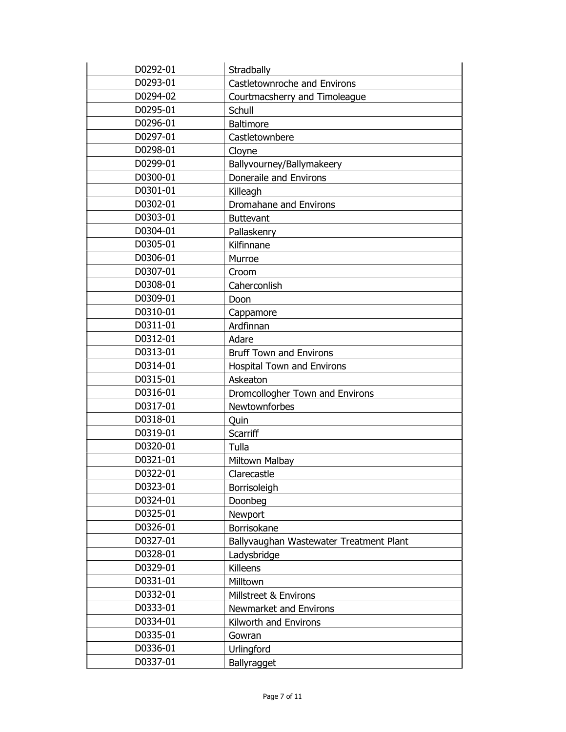| | |
|---|---|
| D0292-01 | Stradbally |
| D0293-01 | Castletownroche and Environs |
| D0294-02 | Courtmacsherry and Timoleague |
| D0295-01 | Schull |
| D0296-01 | Baltimore |
| D0297-01 | Castletownbere |
| D0298-01 | Cloyne |
| D0299-01 | Ballyvourney/Ballymakeery |
| D0300-01 | Doneraile and Environs |
| D0301-01 | Killeagh |
| D0302-01 | Dromahane and Environs |
| D0303-01 | Buttevant |
| D0304-01 | Pallaskenry |
| D0305-01 | Kilfinnane |
| D0306-01 | Murroe |
| D0307-01 | Croom |
| D0308-01 | Caherconlish |
| D0309-01 | Doon |
| D0310-01 | Cappamore |
| D0311-01 | Ardfinnan |
| D0312-01 | Adare |
| D0313-01 | Bruff Town and Environs |
| D0314-01 | Hospital Town and Environs |
| D0315-01 | Askeaton |
| D0316-01 | Dromcollogher Town and Environs |
| D0317-01 | Newtownforbes |
| D0318-01 | Quin |
| D0319-01 | Scarriff |
| D0320-01 | Tulla |
| D0321-01 | Miltown Malbay |
| D0322-01 | Clarecastle |
| D0323-01 | Borrisoleigh |
| D0324-01 | Doonbeg |
| D0325-01 | Newport |
| D0326-01 | Borrisokane |
| D0327-01 | Ballyvaughan Wastewater Treatment Plant |
| D0328-01 | Ladysbridge |
| D0329-01 | Killeens |
| D0331-01 | Milltown |
| D0332-01 | Millstreet & Environs |
| D0333-01 | Newmarket and Environs |
| D0334-01 | Kilworth and Environs |
| D0335-01 | Gowran |
| D0336-01 | Urlingford |
| D0337-01 | Ballyragget |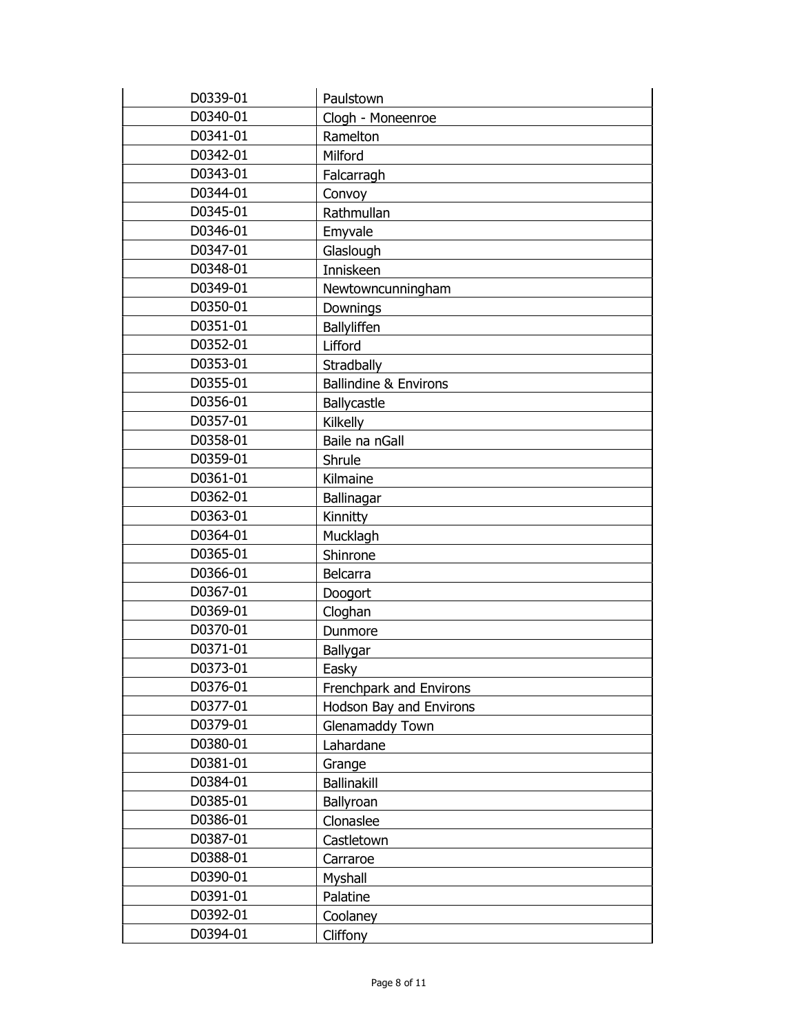| | |
|---|---|
| D0339-01 | Paulstown |
| D0340-01 | Clogh - Moneenroe |
| D0341-01 | Ramelton |
| D0342-01 | Milford |
| D0343-01 | Falcarragh |
| D0344-01 | Convoy |
| D0345-01 | Rathmullan |
| D0346-01 | Emyvale |
| D0347-01 | Glaslough |
| D0348-01 | Inniskeen |
| D0349-01 | Newtowncunningham |
| D0350-01 | Downings |
| D0351-01 | Ballyliffen |
| D0352-01 | Lifford |
| D0353-01 | Stradbally |
| D0355-01 | Ballindine & Environs |
| D0356-01 | Ballycastle |
| D0357-01 | Kilkelly |
| D0358-01 | Baile na nGall |
| D0359-01 | Shrule |
| D0361-01 | Kilmaine |
| D0362-01 | Ballinagar |
| D0363-01 | Kinnitty |
| D0364-01 | Mucklagh |
| D0365-01 | Shinrone |
| D0366-01 | Belcarra |
| D0367-01 | Doogort |
| D0369-01 | Cloghan |
| D0370-01 | Dunmore |
| D0371-01 | Ballygar |
| D0373-01 | Easky |
| D0376-01 | Frenchpark and Environs |
| D0377-01 | Hodson Bay and Environs |
| D0379-01 | Glenamaddy Town |
| D0380-01 | Lahardane |
| D0381-01 | Grange |
| D0384-01 | Ballinakill |
| D0385-01 | Ballyroan |
| D0386-01 | Clonaslee |
| D0387-01 | Castletown |
| D0388-01 | Carraroe |
| D0390-01 | Myshall |
| D0391-01 | Palatine |
| D0392-01 | Coolaney |
| D0394-01 | Cliffony |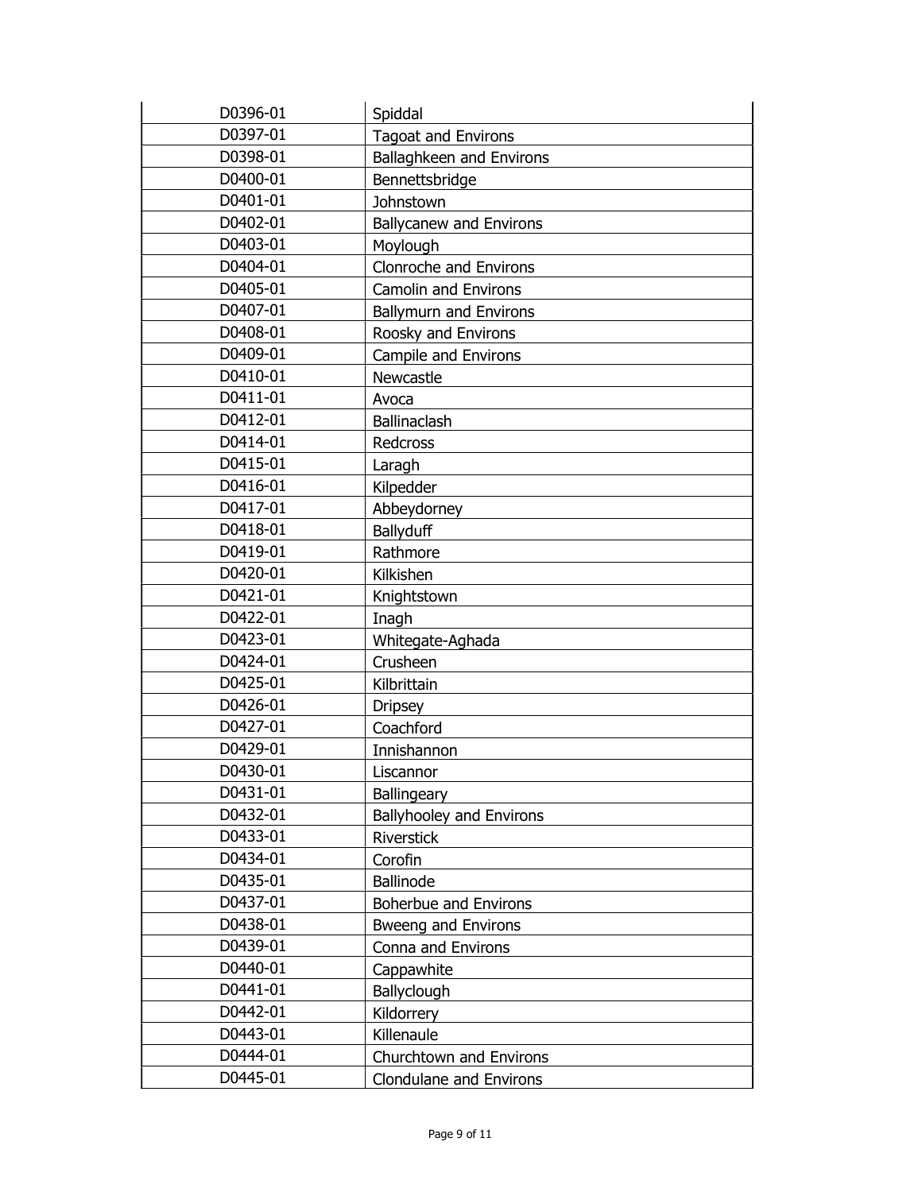| | |
|---|---|
| D0396-01 | Spiddal |
| D0397-01 | Tagoat and Environs |
| D0398-01 | Ballaghkeen and Environs |
| D0400-01 | Bennettsbridge |
| D0401-01 | Johnstown |
| D0402-01 | Ballycanew and Environs |
| D0403-01 | Moylough |
| D0404-01 | Clonroche and Environs |
| D0405-01 | Camolin and Environs |
| D0407-01 | Ballymurn and Environs |
| D0408-01 | Roosky and Environs |
| D0409-01 | Campile and Environs |
| D0410-01 | Newcastle |
| D0411-01 | Avoca |
| D0412-01 | Ballinaclash |
| D0414-01 | Redcross |
| D0415-01 | Laragh |
| D0416-01 | Kilpedder |
| D0417-01 | Abbeydorney |
| D0418-01 | Ballyduff |
| D0419-01 | Rathmore |
| D0420-01 | Kilkishen |
| D0421-01 | Knightstown |
| D0422-01 | Inagh |
| D0423-01 | Whitegate-Aghada |
| D0424-01 | Crusheen |
| D0425-01 | Kilbrittain |
| D0426-01 | Dripsey |
| D0427-01 | Coachford |
| D0429-01 | Innishannon |
| D0430-01 | Liscannor |
| D0431-01 | Ballingeary |
| D0432-01 | Ballyhooley and Environs |
| D0433-01 | Riverstick |
| D0434-01 | Corofin |
| D0435-01 | Ballinode |
| D0437-01 | Boherbue and Environs |
| D0438-01 | Bweeng and Environs |
| D0439-01 | Conna and Environs |
| D0440-01 | Cappawhite |
| D0441-01 | Ballyclough |
| D0442-01 | Kildorrery |
| D0443-01 | Killenaule |
| D0444-01 | Churchtown and Environs |
| D0445-01 | Clondulane and Environs |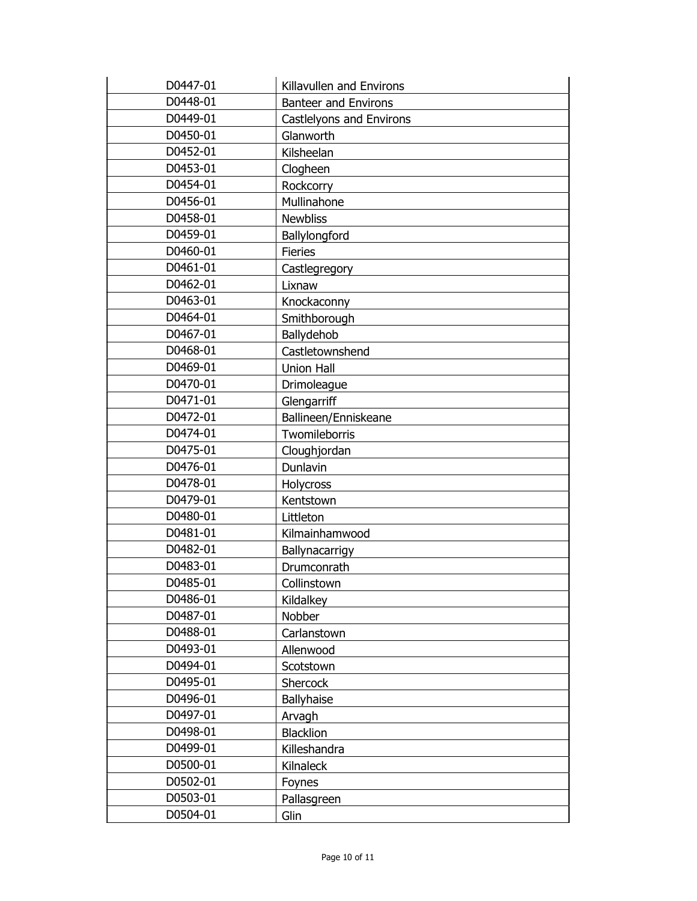| | |
|---|---|
| D0447-01 | Killavullen and Environs |
| D0448-01 | Banteer and Environs |
| D0449-01 | Castlelyons and Environs |
| D0450-01 | Glanworth |
| D0452-01 | Kilsheelan |
| D0453-01 | Clogheen |
| D0454-01 | Rockcorry |
| D0456-01 | Mullinahone |
| D0458-01 | Newbliss |
| D0459-01 | Ballylongford |
| D0460-01 | Fieries |
| D0461-01 | Castlegregory |
| D0462-01 | Lixnaw |
| D0463-01 | Knockaconny |
| D0464-01 | Smithborough |
| D0467-01 | Ballydehob |
| D0468-01 | Castletownshend |
| D0469-01 | Union Hall |
| D0470-01 | Drimoleague |
| D0471-01 | Glengarriff |
| D0472-01 | Ballineen/Enniskeane |
| D0474-01 | Twomileborris |
| D0475-01 | Cloughjordan |
| D0476-01 | Dunlavin |
| D0478-01 | Holycross |
| D0479-01 | Kentstown |
| D0480-01 | Littleton |
| D0481-01 | Kilmainhamwood |
| D0482-01 | Ballynacarrigy |
| D0483-01 | Drumconrath |
| D0485-01 | Collinstown |
| D0486-01 | Kildalkey |
| D0487-01 | Nobber |
| D0488-01 | Carlanstown |
| D0493-01 | Allenwood |
| D0494-01 | Scotstown |
| D0495-01 | Shercock |
| D0496-01 | Ballyhaise |
| D0497-01 | Arvagh |
| D0498-01 | Blacklion |
| D0499-01 | Killeshandra |
| D0500-01 | Kilnaleck |
| D0502-01 | Foynes |
| D0503-01 | Pallasgreen |
| D0504-01 | Glin |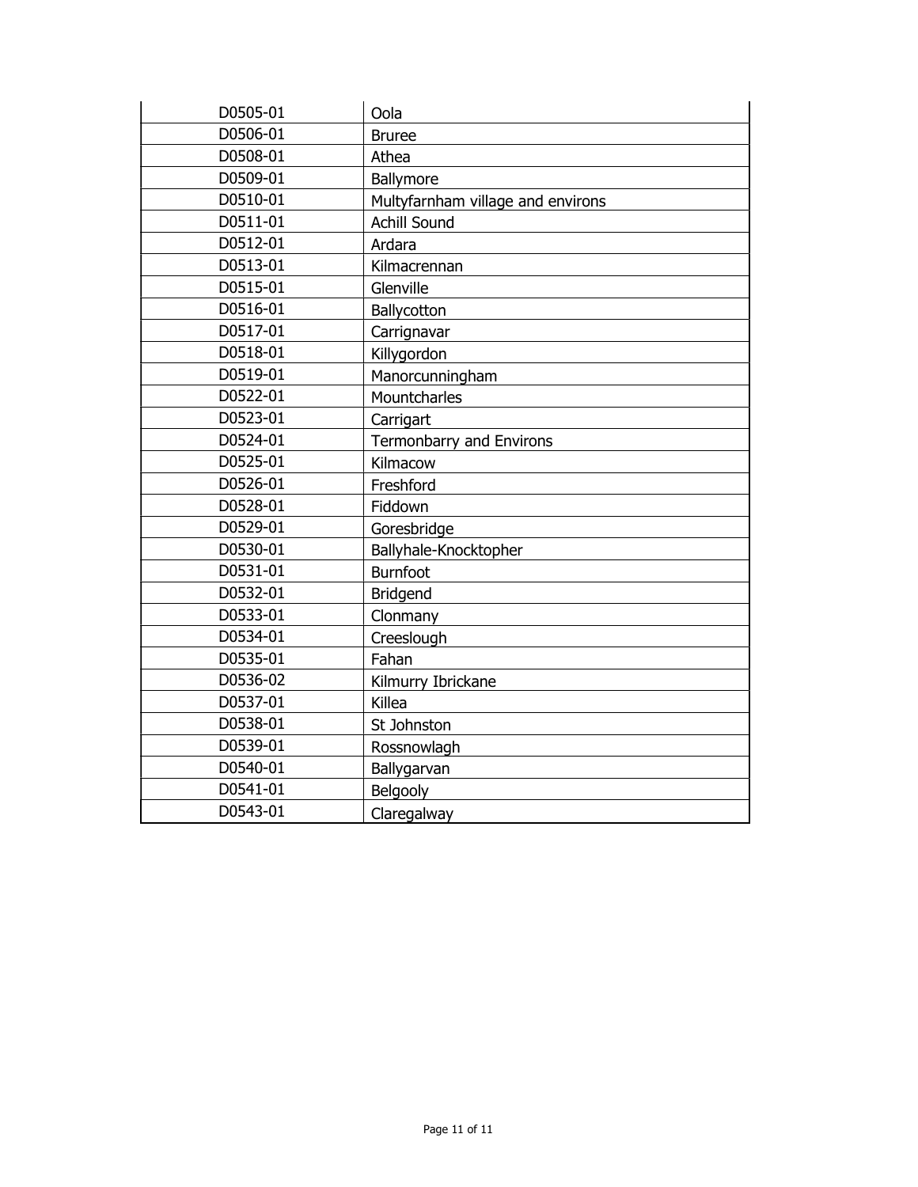| | |
|---|---|
| D0505-01 | Oola |
| D0506-01 | Bruree |
| D0508-01 | Athea |
| D0509-01 | Ballymore |
| D0510-01 | Multyfarnham village and environs |
| D0511-01 | Achill Sound |
| D0512-01 | Ardara |
| D0513-01 | Kilmacrennan |
| D0515-01 | Glenville |
| D0516-01 | Ballycotton |
| D0517-01 | Carrignavar |
| D0518-01 | Killygordon |
| D0519-01 | Manorcunningham |
| D0522-01 | Mountcharles |
| D0523-01 | Carrigart |
| D0524-01 | Termonbarry and Environs |
| D0525-01 | Kilmacow |
| D0526-01 | Freshford |
| D0528-01 | Fiddown |
| D0529-01 | Goresbridge |
| D0530-01 | Ballyhale-Knocktopher |
| D0531-01 | Burnfoot |
| D0532-01 | Bridgend |
| D0533-01 | Clonmany |
| D0534-01 | Creeslough |
| D0535-01 | Fahan |
| D0536-02 | Kilmurry Ibrickane |
| D0537-01 | Killea |
| D0538-01 | St Johnston |
| D0539-01 | Rossnowlagh |
| D0540-01 | Ballygarvan |
| D0541-01 | Belgooly |
| D0543-01 | Claregalway |